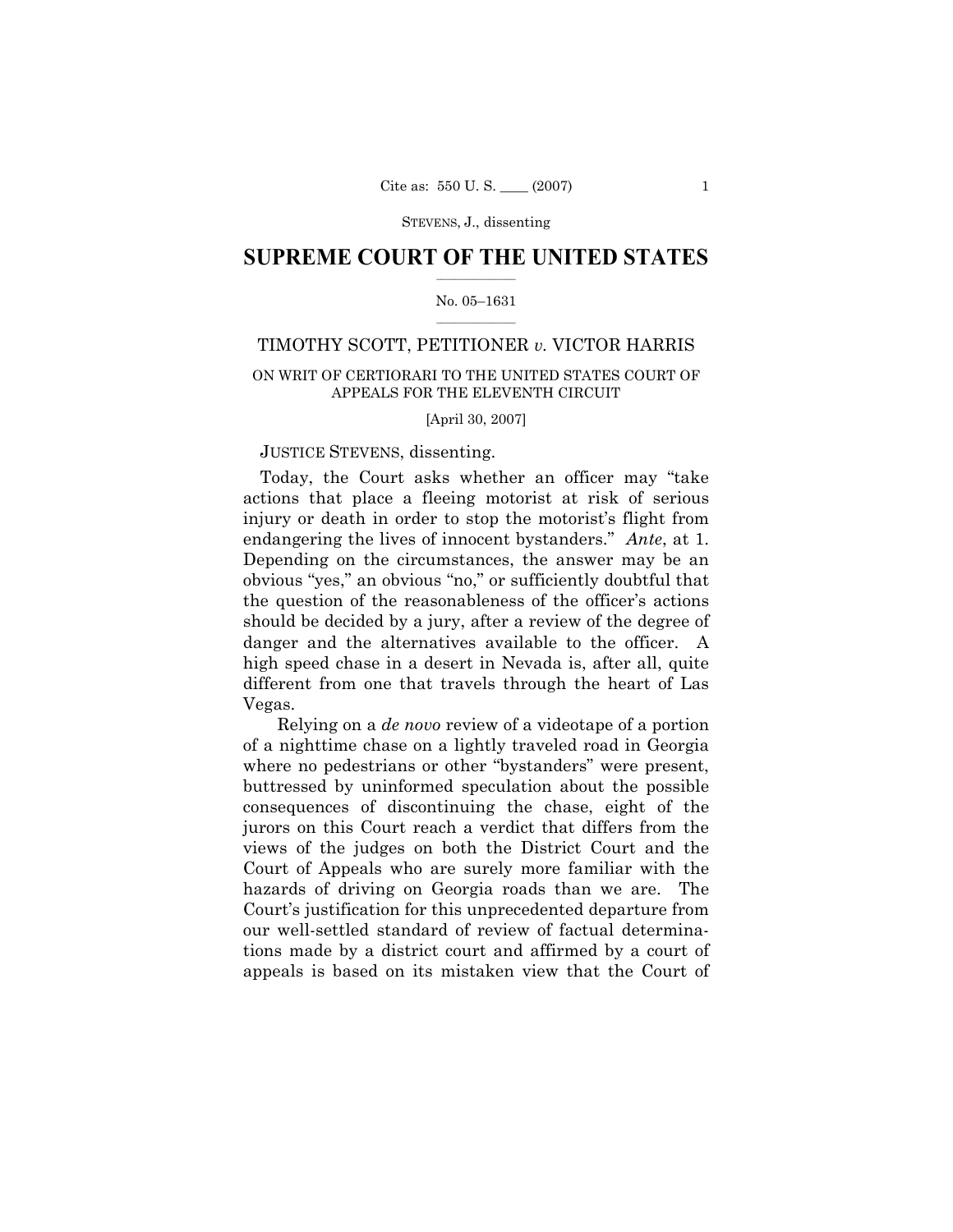# SUPREME COURT OF THE UNITED STATES

No. 05–1631

## TIMOTHY SCOTT, PETITIONER *v.* VICTOR HARRIS

ON WRIT OF CERTIORARI TO THE UNITED STATES COURT OF APPEALS FOR THE ELEVENTH CIRCUIT

[April 30, 2007]

JUSTICE STEVENS, dissenting.

Today, the Court asks whether an officer may "take actions that place a fleeing motorist at risk of serious injury or death in order to stop the motorist's flight from endangering the lives of innocent bystanders." *Ante*, at 1. Depending on the circumstances, the answer may be an obvious "yes," an obvious "no," or sufficiently doubtful that the question of the reasonableness of the officer's actions should be decided by a jury, after a review of the degree of danger and the alternatives available to the officer. A high speed chase in a desert in Nevada is, after all, quite different from one that travels through the heart of Las Vegas.

Relying on a *de novo* review of a videotape of a portion of a nighttime chase on a lightly traveled road in Georgia where no pedestrians or other "bystanders" were present, buttressed by uninformed speculation about the possible consequences of discontinuing the chase, eight of the jurors on this Court reach a verdict that differs from the views of the judges on both the District Court and the Court of Appeals who are surely more familiar with the hazards of driving on Georgia roads than we are. The Court's justification for this unprecedented departure from our well-settled standard of review of factual determinations made by a district court and affirmed by a court of appeals is based on its mistaken view that the Court of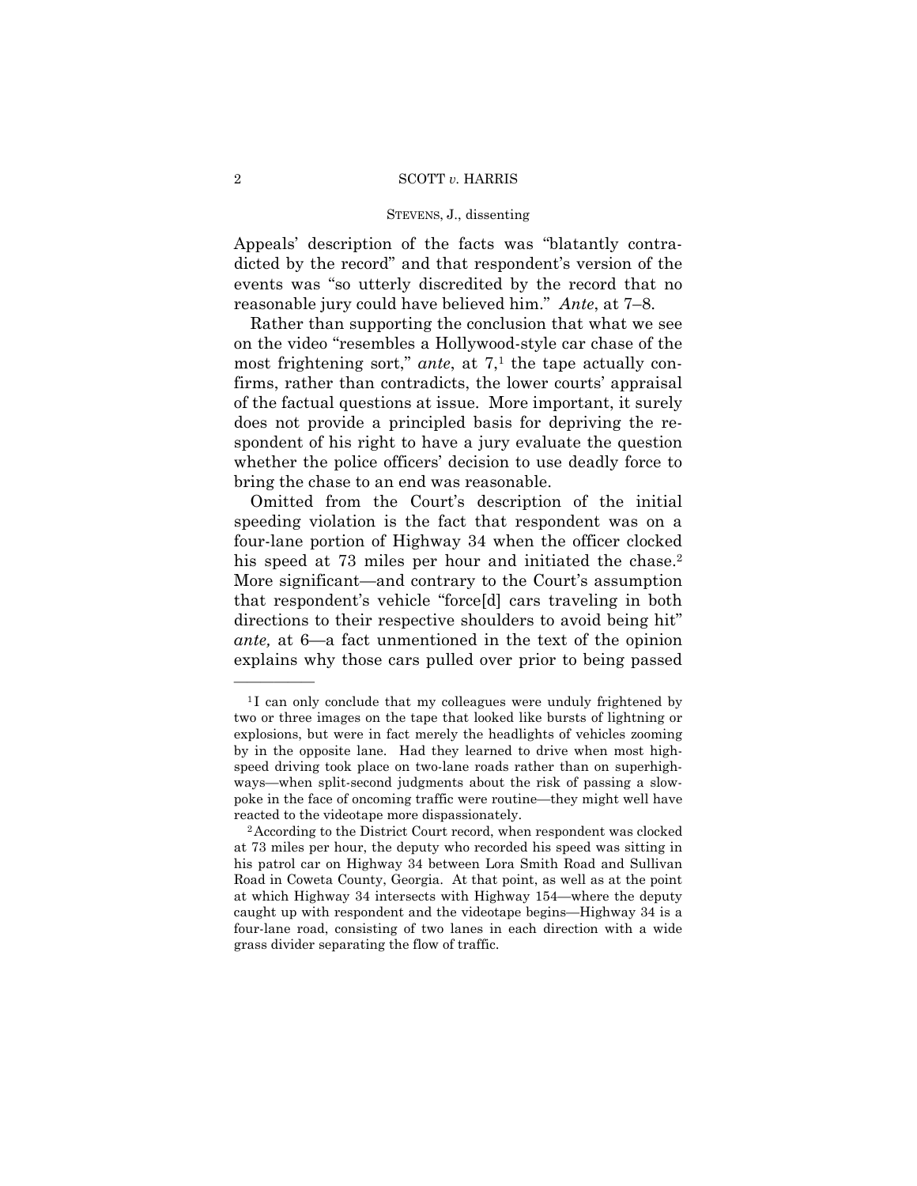Appeals' description of the facts was "blatantly contradicted by the record" and that respondent's version of the events was "so utterly discredited by the record that no reasonable jury could have believed him." *Ante*, at 7–8.

Rather than supporting the conclusion that what we see on the video "resembles a Hollywood-style car chase of the most frightening sort," *ante*, at 7,[1] the tape actually confirms, rather than contradicts, the lower courts' appraisal of the factual questions at issue. More important, it surely does not provide a principled basis for depriving the respondent of his right to have a jury evaluate the question whether the police officers' decision to use deadly force to bring the chase to an end was reasonable.

Omitted from the Court's description of the initial speeding violation is the fact that respondent was on a four-lane portion of Highway 34 when the officer clocked his speed at 73 miles per hour and initiated the chase.[2] More significant—and contrary to the Court's assumption that respondent's vehicle "force[d] cars traveling in both directions to their respective shoulders to avoid being hit" *ante,* at 6—a fact unmentioned in the text of the opinion explains why those cars pulled over prior to being passed

---

[1] I can only conclude that my colleagues were unduly frightened by two or three images on the tape that looked like bursts of lightning or explosions, but were in fact merely the headlights of vehicles zooming by in the opposite lane. Had they learned to drive when most high-speed driving took place on two-lane roads rather than on superhighways—when split-second judgments about the risk of passing a slow-poke in the face of oncoming traffic were routine—they might well have reacted to the videotape more dispassionately.

[2] According to the District Court record, when respondent was clocked at 73 miles per hour, the deputy who recorded his speed was sitting in his patrol car on Highway 34 between Lora Smith Road and Sullivan Road in Coweta County, Georgia. At that point, as well as at the point at which Highway 34 intersects with Highway 154—where the deputy caught up with respondent and the videotape begins—Highway 34 is a four-lane road, consisting of two lanes in each direction with a wide grass divider separating the flow of traffic.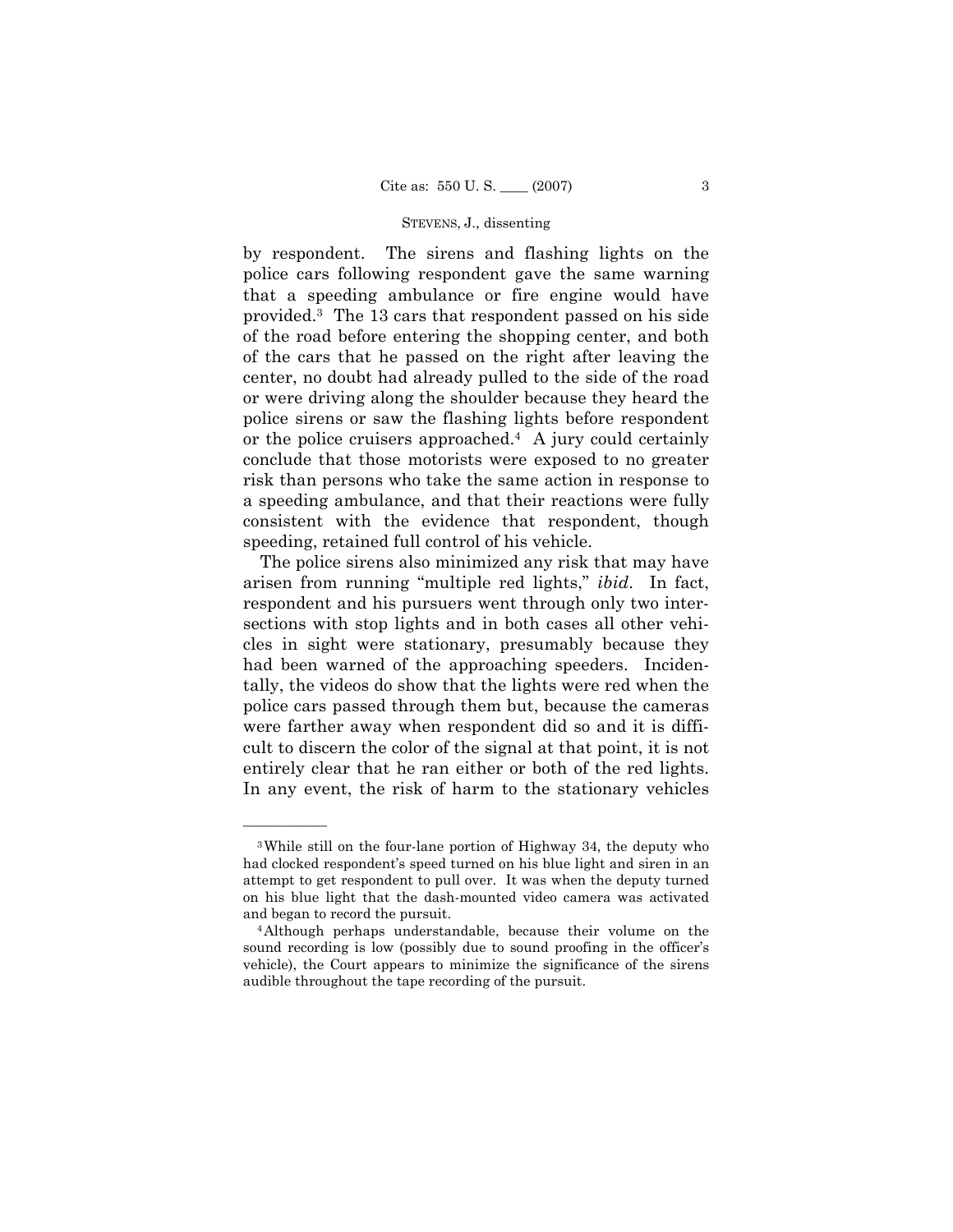by respondent. The sirens and flashing lights on the police cars following respondent gave the same warning that a speeding ambulance or fire engine would have provided.[3] The 13 cars that respondent passed on his side of the road before entering the shopping center, and both of the cars that he passed on the right after leaving the center, no doubt had already pulled to the side of the road or were driving along the shoulder because they heard the police sirens or saw the flashing lights before respondent or the police cruisers approached.[4] A jury could certainly conclude that those motorists were exposed to no greater risk than persons who take the same action in response to a speeding ambulance, and that their reactions were fully consistent with the evidence that respondent, though speeding, retained full control of his vehicle.

The police sirens also minimized any risk that may have arisen from running "multiple red lights," *ibid*. In fact, respondent and his pursuers went through only two intersections with stop lights and in both cases all other vehicles in sight were stationary, presumably because they had been warned of the approaching speeders. Incidentally, the videos do show that the lights were red when the police cars passed through them but, because the cameras were farther away when respondent did so and it is difficult to discern the color of the signal at that point, it is not entirely clear that he ran either or both of the red lights. In any event, the risk of harm to the stationary vehicles

---

[3] While still on the four-lane portion of Highway 34, the deputy who had clocked respondent's speed turned on his blue light and siren in an attempt to get respondent to pull over. It was when the deputy turned on his blue light that the dash-mounted video camera was activated and began to record the pursuit.

[4] Although perhaps understandable, because their volume on the sound recording is low (possibly due to sound proofing in the officer's vehicle), the Court appears to minimize the significance of the sirens audible throughout the tape recording of the pursuit.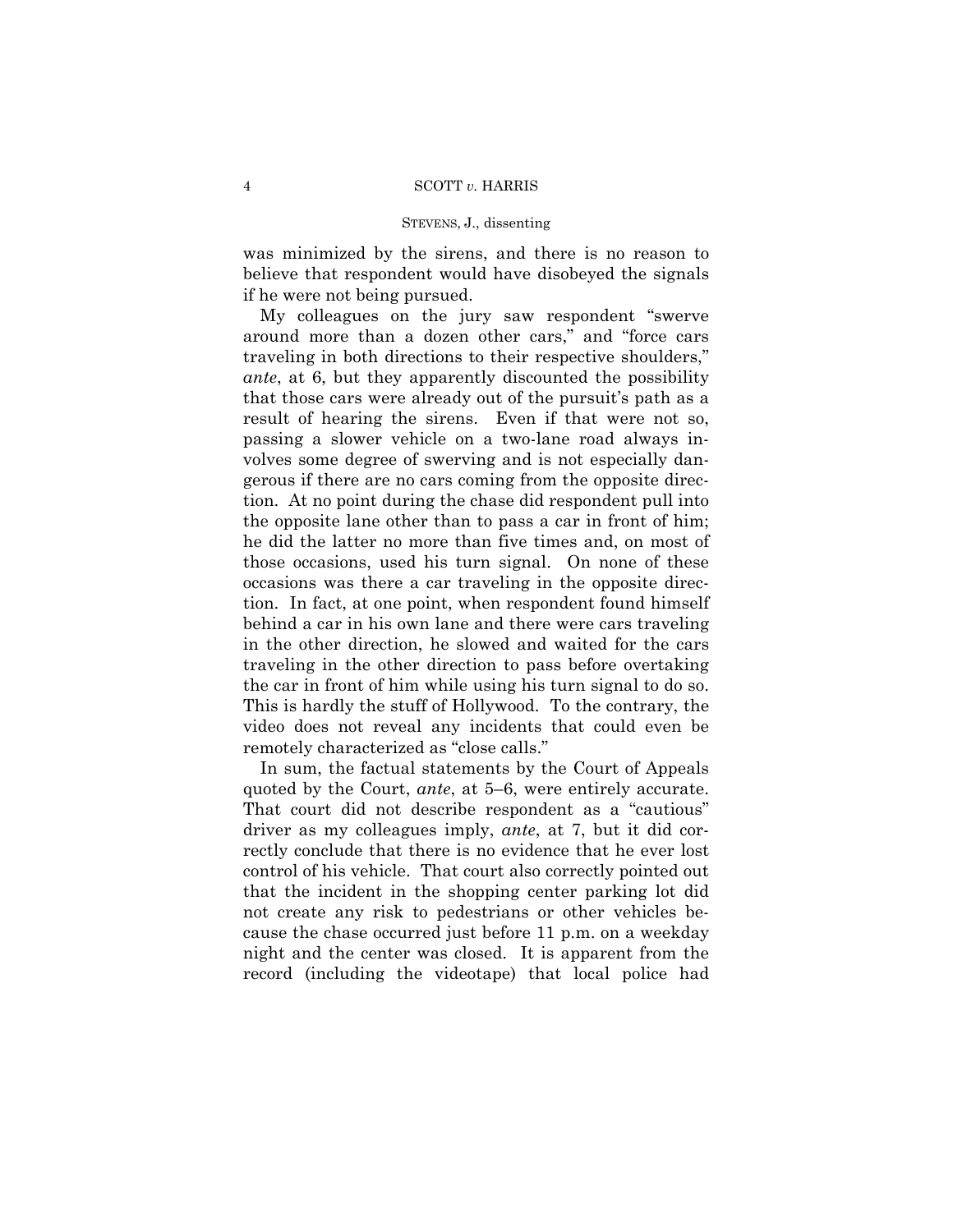was minimized by the sirens, and there is no reason to believe that respondent would have disobeyed the signals if he were not being pursued.

My colleagues on the jury saw respondent "swerve around more than a dozen other cars," and "force cars traveling in both directions to their respective shoulders," *ante*, at 6, but they apparently discounted the possibility that those cars were already out of the pursuit's path as a result of hearing the sirens. Even if that were not so, passing a slower vehicle on a two-lane road always involves some degree of swerving and is not especially dangerous if there are no cars coming from the opposite direction. At no point during the chase did respondent pull into the opposite lane other than to pass a car in front of him; he did the latter no more than five times and, on most of those occasions, used his turn signal. On none of these occasions was there a car traveling in the opposite direction. In fact, at one point, when respondent found himself behind a car in his own lane and there were cars traveling in the other direction, he slowed and waited for the cars traveling in the other direction to pass before overtaking the car in front of him while using his turn signal to do so. This is hardly the stuff of Hollywood. To the contrary, the video does not reveal any incidents that could even be remotely characterized as "close calls."

In sum, the factual statements by the Court of Appeals quoted by the Court, *ante*, at 5–6, were entirely accurate. That court did not describe respondent as a "cautious" driver as my colleagues imply, *ante*, at 7, but it did correctly conclude that there is no evidence that he ever lost control of his vehicle. That court also correctly pointed out that the incident in the shopping center parking lot did not create any risk to pedestrians or other vehicles because the chase occurred just before 11 p.m. on a weekday night and the center was closed. It is apparent from the record (including the videotape) that local police had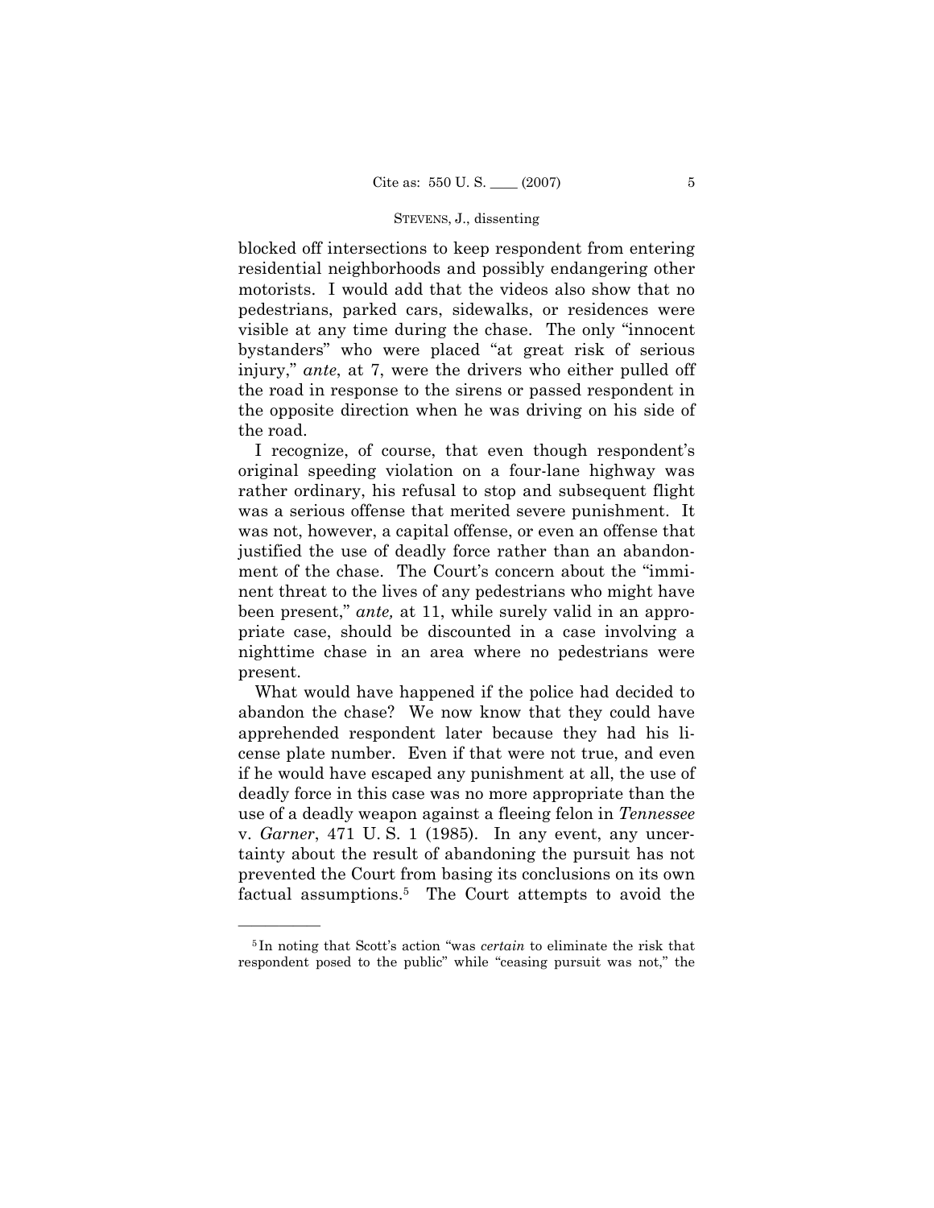blocked off intersections to keep respondent from entering residential neighborhoods and possibly endangering other motorists. I would add that the videos also show that no pedestrians, parked cars, sidewalks, or residences were visible at any time during the chase. The only "innocent bystanders" who were placed "at great risk of serious injury," *ante*, at 7, were the drivers who either pulled off the road in response to the sirens or passed respondent in the opposite direction when he was driving on his side of the road.

I recognize, of course, that even though respondent's original speeding violation on a four-lane highway was rather ordinary, his refusal to stop and subsequent flight was a serious offense that merited severe punishment. It was not, however, a capital offense, or even an offense that justified the use of deadly force rather than an abandonment of the chase. The Court's concern about the "imminent threat to the lives of any pedestrians who might have been present," *ante,* at 11, while surely valid in an appropriate case, should be discounted in a case involving a nighttime chase in an area where no pedestrians were present.

What would have happened if the police had decided to abandon the chase? We now know that they could have apprehended respondent later because they had his license plate number. Even if that were not true, and even if he would have escaped any punishment at all, the use of deadly force in this case was no more appropriate than the use of a deadly weapon against a fleeing felon in *Tennessee* v. *Garner*, 471 U. S. 1 (1985). In any event, any uncertainty about the result of abandoning the pursuit has not prevented the Court from basing its conclusions on its own factual assumptions.[5] The Court attempts to avoid the

---

[5] In noting that Scott's action "was *certain* to eliminate the risk that respondent posed to the public" while "ceasing pursuit was not," the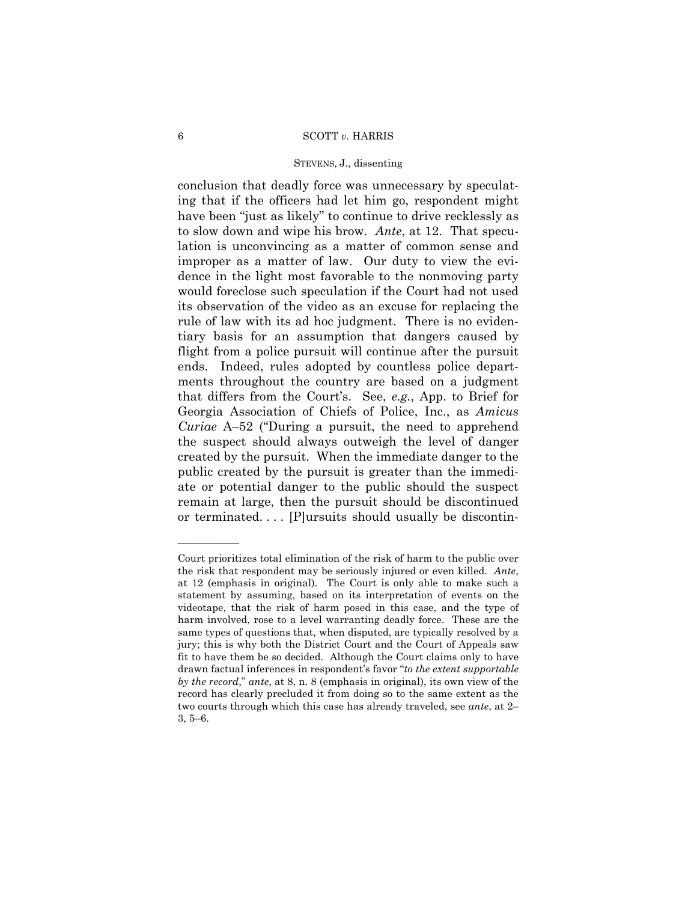conclusion that deadly force was unnecessary by speculating that if the officers had let him go, respondent might have been "just as likely" to continue to drive recklessly as to slow down and wipe his brow. *Ante*, at 12. That speculation is unconvincing as a matter of common sense and improper as a matter of law. Our duty to view the evidence in the light most favorable to the nonmoving party would foreclose such speculation if the Court had not used its observation of the video as an excuse for replacing the rule of law with its ad hoc judgment. There is no evidentiary basis for an assumption that dangers caused by flight from a police pursuit will continue after the pursuit ends. Indeed, rules adopted by countless police departments throughout the country are based on a judgment that differs from the Court's. See, *e.g.*, App. to Brief for Georgia Association of Chiefs of Police, Inc., as *Amicus Curiae* A–52 ("During a pursuit, the need to apprehend the suspect should always outweigh the level of danger created by the pursuit. When the immediate danger to the public created by the pursuit is greater than the immediate or potential danger to the public should the suspect remain at large, then the pursuit should be discontinued or terminated. . . . [P]ursuits should usually be discontin-

---

Court prioritizes total elimination of the risk of harm to the public over the risk that respondent may be seriously injured or even killed. *Ante*, at 12 (emphasis in original). The Court is only able to make such a statement by assuming, based on its interpretation of events on the videotape, that the risk of harm posed in this case, and the type of harm involved, rose to a level warranting deadly force. These are the same types of questions that, when disputed, are typically resolved by a jury; this is why both the District Court and the Court of Appeals saw fit to have them be so decided. Although the Court claims only to have drawn factual inferences in respondent's favor "*to the extent supportable by the record*," *ante*, at 8, n. 8 (emphasis in original), its own view of the record has clearly precluded it from doing so to the same extent as the two courts through which this case has already traveled, see *ante*, at 2–3, 5–6.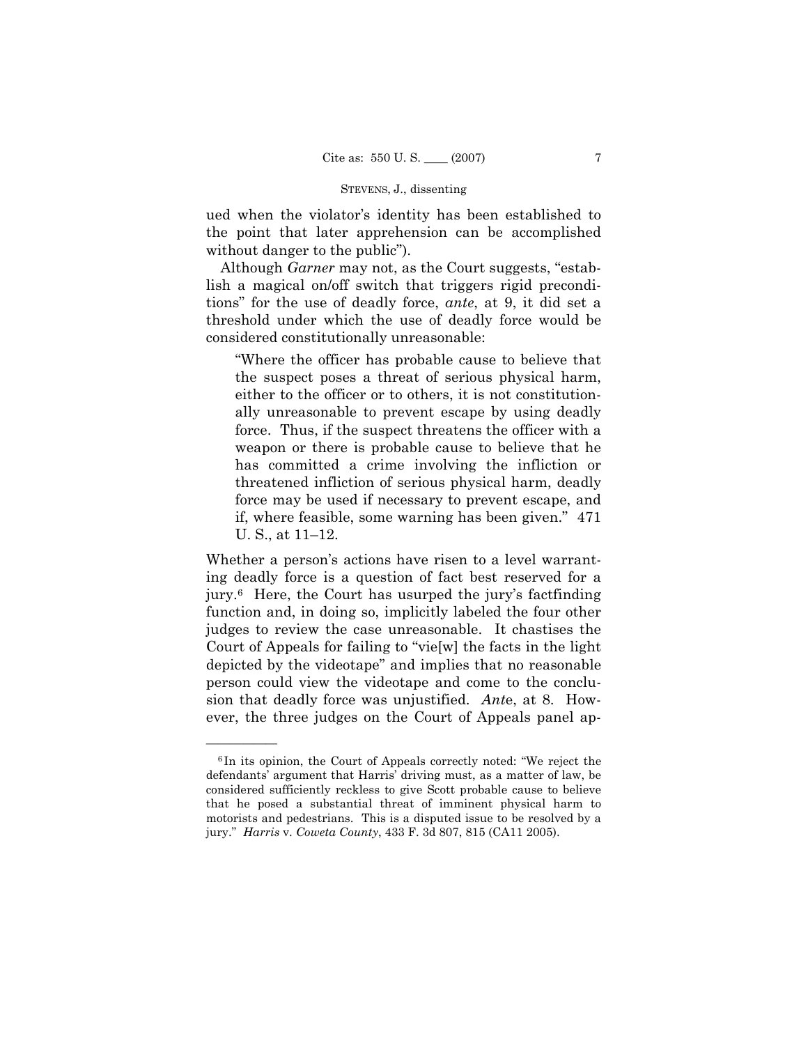ued when the violator's identity has been established to the point that later apprehension can be accomplished without danger to the public").

Although *Garner* may not, as the Court suggests, "establish a magical on/off switch that triggers rigid preconditions" for the use of deadly force, *ante*, at 9, it did set a threshold under which the use of deadly force would be considered constitutionally unreasonable:

> "Where the officer has probable cause to believe that the suspect poses a threat of serious physical harm, either to the officer or to others, it is not constitutionally unreasonable to prevent escape by using deadly force. Thus, if the suspect threatens the officer with a weapon or there is probable cause to believe that he has committed a crime involving the infliction or threatened infliction of serious physical harm, deadly force may be used if necessary to prevent escape, and if, where feasible, some warning has been given." 471 U. S., at 11–12.

Whether a person's actions have risen to a level warranting deadly force is a question of fact best reserved for a jury.[6] Here, the Court has usurped the jury's factfinding function and, in doing so, implicitly labeled the four other judges to review the case unreasonable. It chastises the Court of Appeals for failing to "vie[w] the facts in the light depicted by the videotape" and implies that no reasonable person could view the videotape and come to the conclusion that deadly force was unjustified. *Ante*, at 8. However, the three judges on the Court of Appeals panel ap-

---

[6] In its opinion, the Court of Appeals correctly noted: "We reject the defendants' argument that Harris' driving must, as a matter of law, be considered sufficiently reckless to give Scott probable cause to believe that he posed a substantial threat of imminent physical harm to motorists and pedestrians. This is a disputed issue to be resolved by a jury." *Harris* v. *Coweta County*, 433 F. 3d 807, 815 (CA11 2005).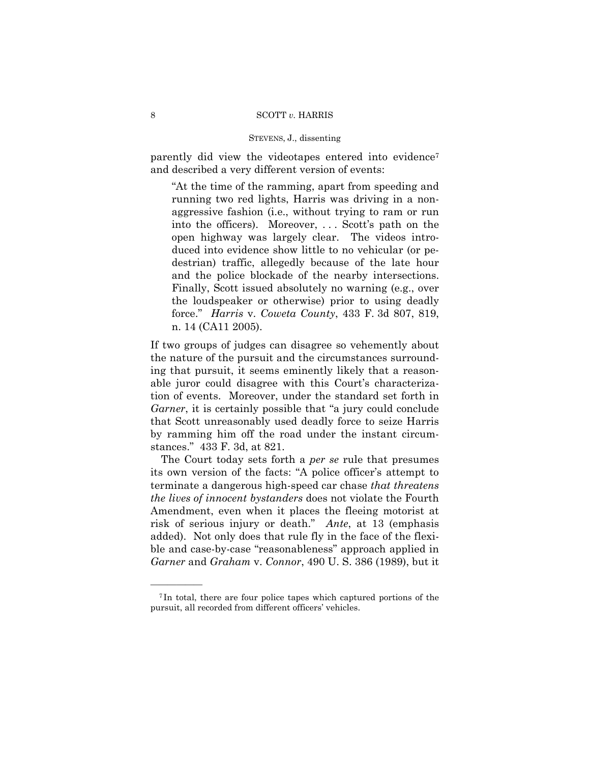parently did view the videotapes entered into evidence[7] and described a very different version of events:

> "At the time of the ramming, apart from speeding and running two red lights, Harris was driving in a non-aggressive fashion (i.e., without trying to ram or run into the officers). Moreover, . . . Scott's path on the open highway was largely clear. The videos introduced into evidence show little to no vehicular (or pedestrian) traffic, allegedly because of the late hour and the police blockade of the nearby intersections. Finally, Scott issued absolutely no warning (e.g., over the loudspeaker or otherwise) prior to using deadly force." *Harris* v. *Coweta County*, 433 F. 3d 807, 819, n. 14 (CA11 2005).

If two groups of judges can disagree so vehemently about the nature of the pursuit and the circumstances surrounding that pursuit, it seems eminently likely that a reasonable juror could disagree with this Court's characterization of events. Moreover, under the standard set forth in *Garner*, it is certainly possible that "a jury could conclude that Scott unreasonably used deadly force to seize Harris by ramming him off the road under the instant circumstances." 433 F. 3d, at 821.

The Court today sets forth a *per se* rule that presumes its own version of the facts: "A police officer's attempt to terminate a dangerous high-speed car chase *that threatens the lives of innocent bystanders* does not violate the Fourth Amendment, even when it places the fleeing motorist at risk of serious injury or death." *Ante*, at 13 (emphasis added). Not only does that rule fly in the face of the flexible and case-by-case "reasonableness" approach applied in *Garner* and *Graham* v. *Connor*, 490 U. S. 386 (1989), but it

---

[7] In total, there are four police tapes which captured portions of the pursuit, all recorded from different officers' vehicles.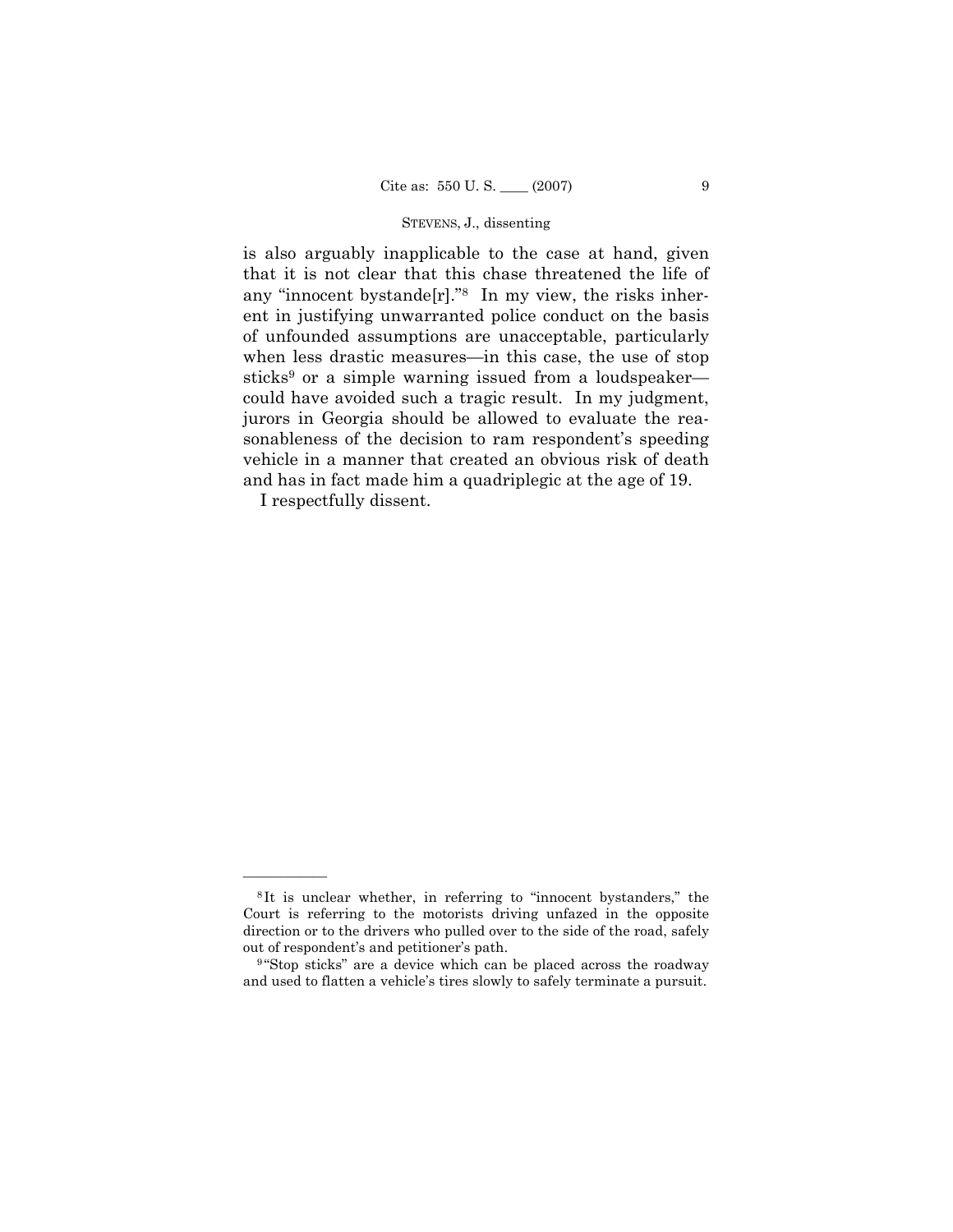is also arguably inapplicable to the case at hand, given that it is not clear that this chase threatened the life of any "innocent bystande[r]."[8] In my view, the risks inherent in justifying unwarranted police conduct on the basis of unfounded assumptions are unacceptable, particularly when less drastic measures—in this case, the use of stop sticks[9] or a simple warning issued from a loudspeaker—could have avoided such a tragic result. In my judgment, jurors in Georgia should be allowed to evaluate the reasonableness of the decision to ram respondent's speeding vehicle in a manner that created an obvious risk of death and has in fact made him a quadriplegic at the age of 19.

I respectfully dissent.

---

[8] It is unclear whether, in referring to "innocent bystanders," the Court is referring to the motorists driving unfazed in the opposite direction or to the drivers who pulled over to the side of the road, safely out of respondent's and petitioner's path.

[9] "Stop sticks" are a device which can be placed across the roadway and used to flatten a vehicle's tires slowly to safely terminate a pursuit.